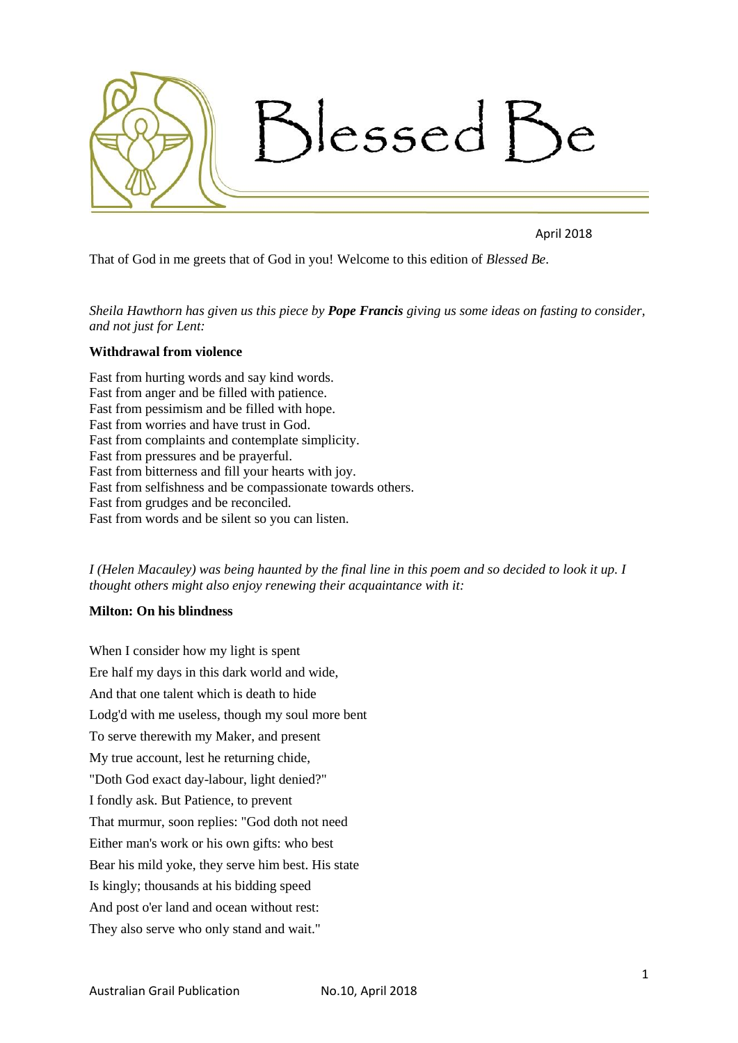# Blessed Be

April 2018

That of God in me greets that of God in you! Welcome to this edition of *Blessed Be*.

*Sheila Hawthorn has given us this piece by* ***Pope Francis*** *giving us some ideas on fasting to consider, and not just for Lent:*

**Withdrawal from violence**

Fast from hurting words and say kind words.  
Fast from anger and be filled with patience.  
Fast from pessimism and be filled with hope.  
Fast from worries and have trust in God.  
Fast from complaints and contemplate simplicity.  
Fast from pressures and be prayerful.  
Fast from bitterness and fill your hearts with joy.  
Fast from selfishness and be compassionate towards others.  
Fast from grudges and be reconciled.  
Fast from words and be silent so you can listen.

*I (Helen Macauley) was being haunted by the final line in this poem and so decided to look it up. I thought others might also enjoy renewing their acquaintance with it:*

**Milton: On his blindness**

When I consider how my light is spent  
Ere half my days in this dark world and wide,  
And that one talent which is death to hide  
Lodg'd with me useless, though my soul more bent  
To serve therewith my Maker, and present  
My true account, lest he returning chide,  
"Doth God exact day-labour, light denied?"  
I fondly ask. But Patience, to prevent  
That murmur, soon replies: "God doth not need  
Either man's work or his own gifts: who best  
Bear his mild yoke, they serve him best. His state  
Is kingly; thousands at his bidding speed  
And post o'er land and ocean without rest:  
They also serve who only stand and wait."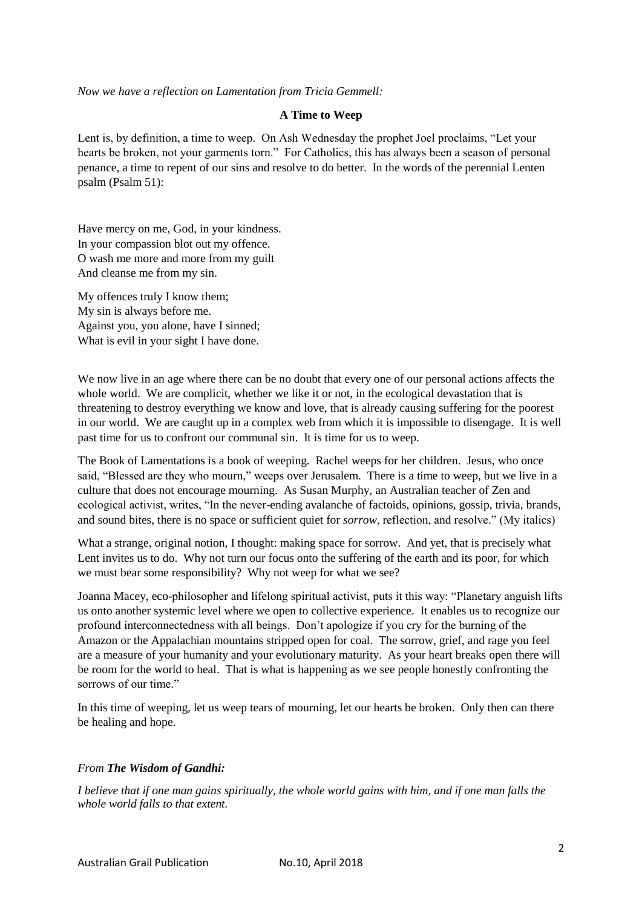*Now we have a reflection on Lamentation from Tricia Gemmell:*

**A Time to Weep**

Lent is, by definition, a time to weep. On Ash Wednesday the prophet Joel proclaims, "Let your hearts be broken, not your garments torn." For Catholics, this has always been a season of personal penance, a time to repent of our sins and resolve to do better. In the words of the perennial Lenten psalm (Psalm 51):

Have mercy on me, God, in your kindness.
In your compassion blot out my offence.
O wash me more and more from my guilt
And cleanse me from my sin.

My offences truly I know them;
My sin is always before me.
Against you, you alone, have I sinned;
What is evil in your sight I have done.

We now live in an age where there can be no doubt that every one of our personal actions affects the whole world. We are complicit, whether we like it or not, in the ecological devastation that is threatening to destroy everything we know and love, that is already causing suffering for the poorest in our world. We are caught up in a complex web from which it is impossible to disengage. It is well past time for us to confront our communal sin. It is time for us to weep.

The Book of Lamentations is a book of weeping. Rachel weeps for her children. Jesus, who once said, "Blessed are they who mourn," weeps over Jerusalem. There is a time to weep, but we live in a culture that does not encourage mourning. As Susan Murphy, an Australian teacher of Zen and ecological activist, writes, "In the never-ending avalanche of factoids, opinions, gossip, trivia, brands, and sound bites, there is no space or sufficient quiet for *sorrow*, reflection, and resolve." (My italics)

What a strange, original notion, I thought: making space for sorrow. And yet, that is precisely what Lent invites us to do. Why not turn our focus onto the suffering of the earth and its poor, for which we must bear some responsibility? Why not weep for what we see?

Joanna Macey, eco-philosopher and lifelong spiritual activist, puts it this way: "Planetary anguish lifts us onto another systemic level where we open to collective experience. It enables us to recognize our profound interconnectedness with all beings. Don't apologize if you cry for the burning of the Amazon or the Appalachian mountains stripped open for coal. The sorrow, grief, and rage you feel are a measure of your humanity and your evolutionary maturity. As your heart breaks open there will be room for the world to heal. That is what is happening as we see people honestly confronting the sorrows of our time."

In this time of weeping, let us weep tears of mourning, let our hearts be broken. Only then can there be healing and hope.

*From **The Wisdom of Gandhi:***

*I believe that if one man gains spiritually, the whole world gains with him, and if one man falls the whole world falls to that extent.*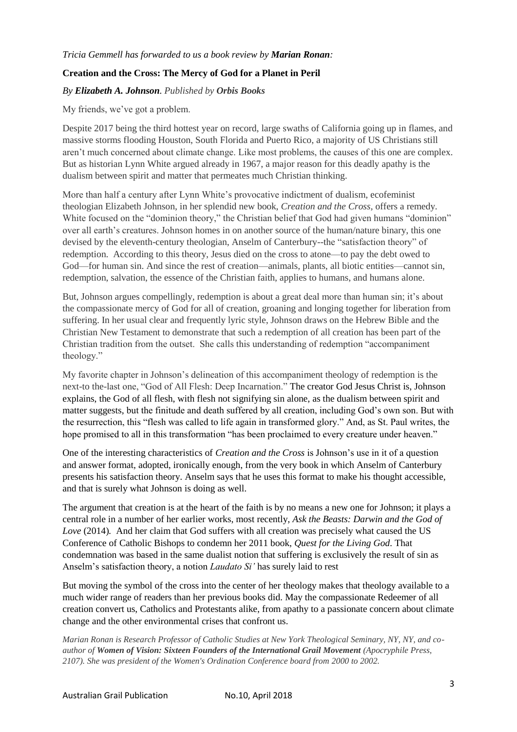*Tricia Gemmell has forwarded to us a book review by **Marian Ronan**:*

**Creation and the Cross: The Mercy of God for a Planet in Peril**

*By **Elizabeth A. Johnson**. Published by **Orbis Books***

My friends, we've got a problem.

Despite 2017 being the third hottest year on record, large swaths of California going up in flames, and massive storms flooding Houston, South Florida and Puerto Rico, a majority of US Christians still aren't much concerned about climate change. Like most problems, the causes of this one are complex. But as historian Lynn White argued already in 1967, a major reason for this deadly apathy is the dualism between spirit and matter that permeates much Christian thinking.

More than half a century after Lynn White's provocative indictment of dualism, ecofeminist theologian Elizabeth Johnson, in her splendid new book, *Creation and the Cross,* offers a remedy. White focused on the "dominion theory," the Christian belief that God had given humans "dominion" over all earth's creatures. Johnson homes in on another source of the human/nature binary, this one devised by the eleventh-century theologian, Anselm of Canterbury--the "satisfaction theory" of redemption. According to this theory, Jesus died on the cross to atone—to pay the debt owed to God—for human sin. And since the rest of creation—animals, plants, all biotic entities—cannot sin, redemption, salvation, the essence of the Christian faith, applies to humans, and humans alone.

But, Johnson argues compellingly, redemption is about a great deal more than human sin; it's about the compassionate mercy of God for all of creation, groaning and longing together for liberation from suffering. In her usual clear and frequently lyric style, Johnson draws on the Hebrew Bible and the Christian New Testament to demonstrate that such a redemption of all creation has been part of the Christian tradition from the outset. She calls this understanding of redemption "accompaniment theology."

My favorite chapter in Johnson's delineation of this accompaniment theology of redemption is the next-to the-last one, "God of All Flesh: Deep Incarnation." The creator God Jesus Christ is, Johnson explains, the God of all flesh, with flesh not signifying sin alone, as the dualism between spirit and matter suggests, but the finitude and death suffered by all creation, including God's own son. But with the resurrection, this "flesh was called to life again in transformed glory." And, as St. Paul writes, the hope promised to all in this transformation "has been proclaimed to every creature under heaven."

One of the interesting characteristics of *Creation and the Cross* is Johnson's use in it of a question and answer format, adopted, ironically enough, from the very book in which Anselm of Canterbury presents his satisfaction theory. Anselm says that he uses this format to make his thought accessible, and that is surely what Johnson is doing as well.

The argument that creation is at the heart of the faith is by no means a new one for Johnson; it plays a central role in a number of her earlier works, most recently, *Ask the Beasts: Darwin and the God of Love* (2014). And her claim that God suffers with all creation was precisely what caused the US Conference of Catholic Bishops to condemn her 2011 book, *Quest for the Living God*. That condemnation was based in the same dualist notion that suffering is exclusively the result of sin as Anselm's satisfaction theory, a notion *Laudato Si'* has surely laid to rest

But moving the symbol of the cross into the center of her theology makes that theology available to a much wider range of readers than her previous books did. May the compassionate Redeemer of all creation convert us, Catholics and Protestants alike, from apathy to a passionate concern about climate change and the other environmental crises that confront us.

*Marian Ronan is Research Professor of Catholic Studies at New York Theological Seminary, NY, NY, and co-author of **Women of Vision: Sixteen Founders of the International Grail Movement** (Apocryphile Press, 2107). She was president of the Women's Ordination Conference board from 2000 to 2002.*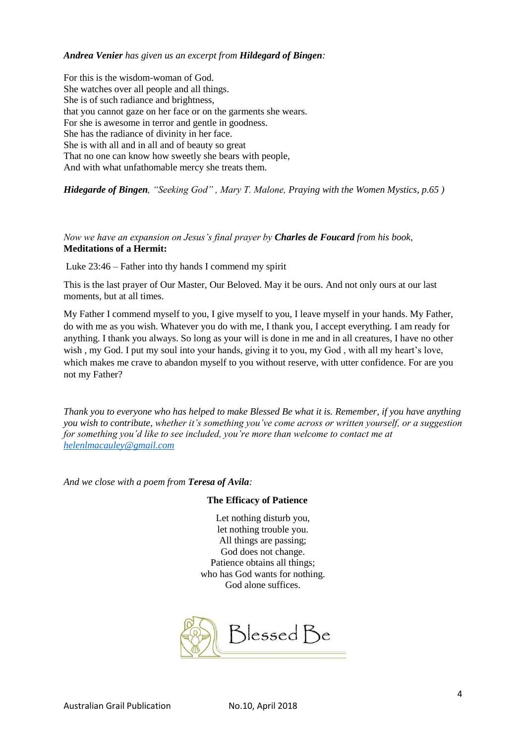***Andrea Venier*** *has given us an excerpt from* ***Hildegard of Bingen****:*

For this is the wisdom-woman of God.  
She watches over all people and all things.  
She is of such radiance and brightness,  
that you cannot gaze on her face or on the garments she wears.  
For she is awesome in terror and gentle in goodness.  
She has the radiance of divinity in her face.  
She is with all and in all and of beauty so great  
That no one can know how sweetly she bears with people,  
And with what unfathomable mercy she treats them.

***Hidegarde of Bingen****, "Seeking God" , Mary T. Malone, Praying with the Women Mystics, p.65 )*

*Now we have an expansion on Jesus's final prayer by* ***Charles de Foucard*** *from his book,* **Meditations of a Hermit:**

Luke 23:46 – Father into thy hands I commend my spirit

This is the last prayer of Our Master, Our Beloved. May it be ours. And not only ours at our last moments, but at all times.

My Father I commend myself to you, I give myself to you, I leave myself in your hands. My Father, do with me as you wish. Whatever you do with me, I thank you, I accept everything. I am ready for anything. I thank you always. So long as your will is done in me and in all creatures, I have no other wish , my God. I put my soul into your hands, giving it to you, my God , with all my heart's love, which makes me crave to abandon myself to you without reserve, with utter confidence. For are you not my Father?

*Thank you to everyone who has helped to make Blessed Be what it is. Remember, if you have anything you wish to contribute, whether it's something you've come across or written yourself, or a suggestion for something you'd like to see included, you're more than welcome to contact me at [helenlmacauley@gmail.com](mailto:helenlmacauley@gmail.com)*

*And we close with a poem from* ***Teresa of Avila****:*

**The Efficacy of Patience**

Let nothing disturb you,  
let nothing trouble you.  
All things are passing;  
God does not change.  
Patience obtains all things;  
who has God wants for nothing.  
God alone suffices.

Blessed Be